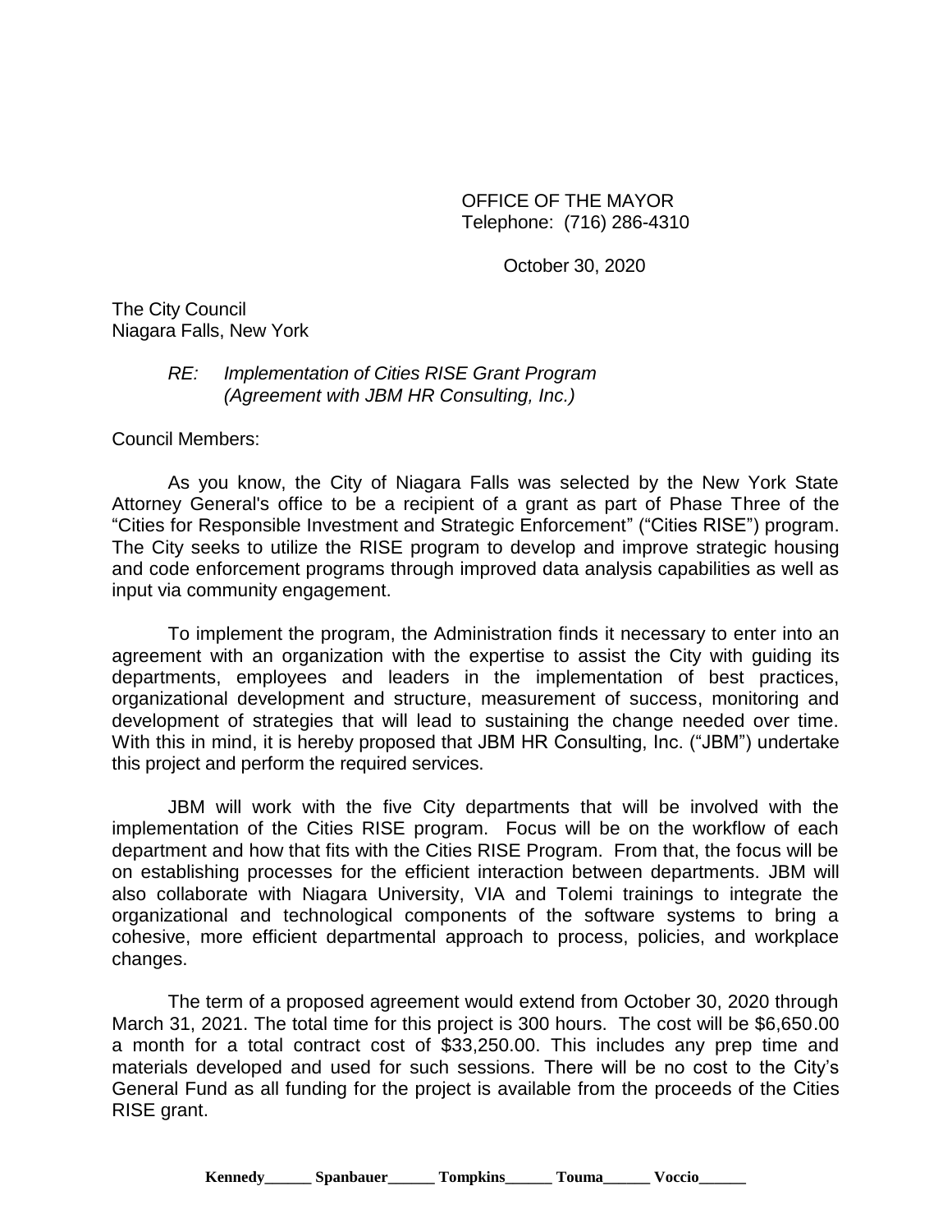OFFICE OF THE MAYOR
Telephone: (716) 286-4310

October 30, 2020

The City Council
Niagara Falls, New York

*RE: Implementation of Cities RISE Grant Program*
*(Agreement with JBM HR Consulting, Inc.)*

Council Members:

As you know, the City of Niagara Falls was selected by the New York State Attorney General's office to be a recipient of a grant as part of Phase Three of the "Cities for Responsible Investment and Strategic Enforcement" ("Cities RISE") program. The City seeks to utilize the RISE program to develop and improve strategic housing and code enforcement programs through improved data analysis capabilities as well as input via community engagement.

To implement the program, the Administration finds it necessary to enter into an agreement with an organization with the expertise to assist the City with guiding its departments, employees and leaders in the implementation of best practices, organizational development and structure, measurement of success, monitoring and development of strategies that will lead to sustaining the change needed over time. With this in mind, it is hereby proposed that JBM HR Consulting, Inc. ("JBM") undertake this project and perform the required services.

JBM will work with the five City departments that will be involved with the implementation of the Cities RISE program. Focus will be on the workflow of each department and how that fits with the Cities RISE Program. From that, the focus will be on establishing processes for the efficient interaction between departments. JBM will also collaborate with Niagara University, VIA and Tolemi trainings to integrate the organizational and technological components of the software systems to bring a cohesive, more efficient departmental approach to process, policies, and workplace changes.

The term of a proposed agreement would extend from October 30, 2020 through March 31, 2021. The total time for this project is 300 hours. The cost will be $6,650.00 a month for a total contract cost of $33,250.00. This includes any prep time and materials developed and used for such sessions. There will be no cost to the City's General Fund as all funding for the project is available from the proceeds of the Cities RISE grant.

**Kennedy______ Spanbauer______ Tompkins______ Touma______ Voccio______**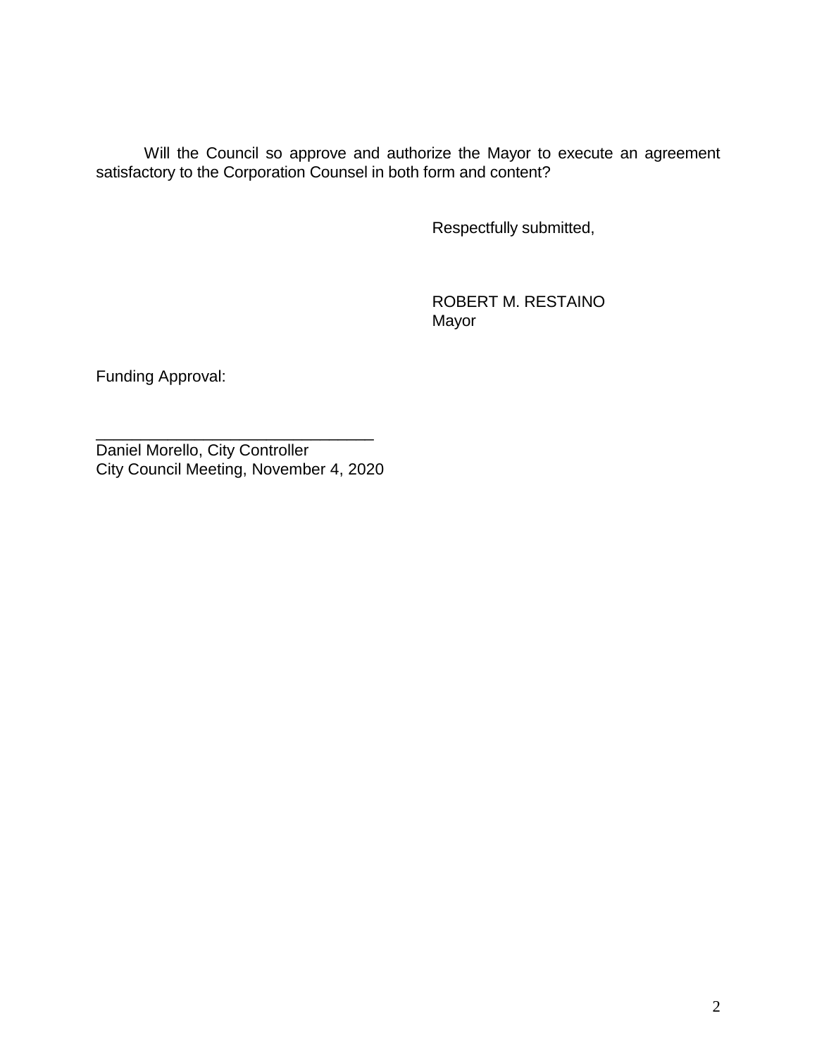Will the Council so approve and authorize the Mayor to execute an agreement satisfactory to the Corporation Counsel in both form and content?

Respectfully submitted,

ROBERT M. RESTAINO
Mayor

Funding Approval:

________________________________
Daniel Morello, City Controller
City Council Meeting, November 4, 2020